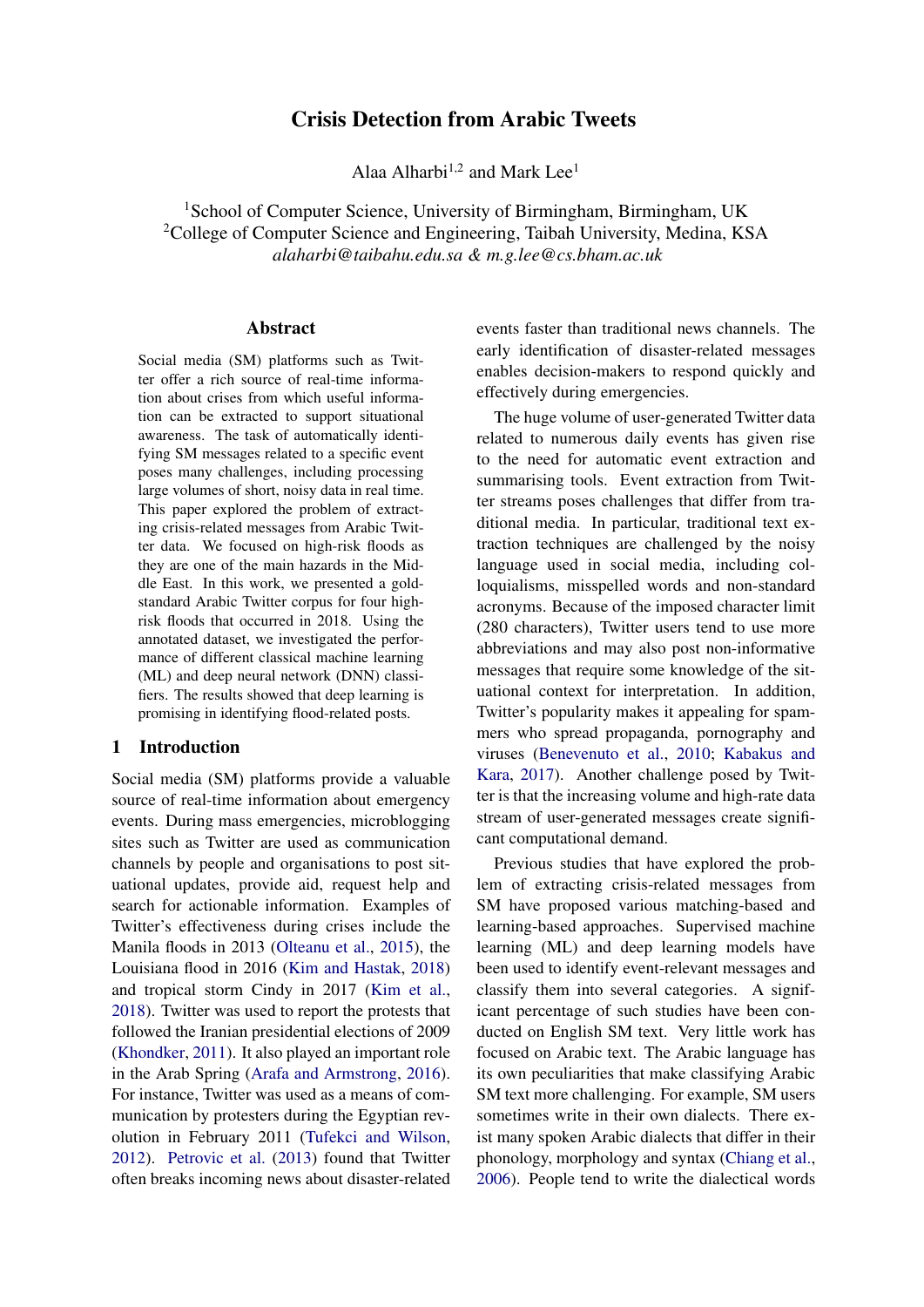# Crisis Detection from Arabic Tweets

Alaa Alharbi[1,2] and Mark Lee[1]

[1]School of Computer Science, University of Birmingham, Birmingham, UK
[2]College of Computer Science and Engineering, Taibah University, Medina, KSA
*alaharbi@taibahu.edu.sa & m.g.lee@cs.bham.ac.uk*

## Abstract

Social media (SM) platforms such as Twitter offer a rich source of real-time information about crises from which useful information can be extracted to support situational awareness. The task of automatically identifying SM messages related to a specific event poses many challenges, including processing large volumes of short, noisy data in real time. This paper explored the problem of extracting crisis-related messages from Arabic Twitter data. We focused on high-risk floods as they are one of the main hazards in the Middle East. In this work, we presented a gold-standard Arabic Twitter corpus for four high-risk floods that occurred in 2018. Using the annotated dataset, we investigated the performance of different classical machine learning (ML) and deep neural network (DNN) classifiers. The results showed that deep learning is promising in identifying flood-related posts.

## 1 Introduction

Social media (SM) platforms provide a valuable source of real-time information about emergency events. During mass emergencies, microblogging sites such as Twitter are used as communication channels by people and organisations to post situational updates, provide aid, request help and search for actionable information. Examples of Twitter's effectiveness during crises include the Manila floods in 2013 (Olteanu et al., 2015), the Louisiana flood in 2016 (Kim and Hastak, 2018) and tropical storm Cindy in 2017 (Kim et al., 2018). Twitter was used to report the protests that followed the Iranian presidential elections of 2009 (Khondker, 2011). It also played an important role in the Arab Spring (Arafa and Armstrong, 2016). For instance, Twitter was used as a means of communication by protesters during the Egyptian revolution in February 2011 (Tufekci and Wilson, 2012). Petrovic et al. (2013) found that Twitter often breaks incoming news about disaster-related events faster than traditional news channels. The early identification of disaster-related messages enables decision-makers to respond quickly and effectively during emergencies.

The huge volume of user-generated Twitter data related to numerous daily events has given rise to the need for automatic event extraction and summarising tools. Event extraction from Twitter streams poses challenges that differ from traditional media. In particular, traditional text extraction techniques are challenged by the noisy language used in social media, including colloquialisms, misspelled words and non-standard acronyms. Because of the imposed character limit (280 characters), Twitter users tend to use more abbreviations and may also post non-informative messages that require some knowledge of the situational context for interpretation. In addition, Twitter's popularity makes it appealing for spammers who spread propaganda, pornography and viruses (Benevenuto et al., 2010; Kabakus and Kara, 2017). Another challenge posed by Twitter is that the increasing volume and high-rate data stream of user-generated messages create significant computational demand.

Previous studies that have explored the problem of extracting crisis-related messages from SM have proposed various matching-based and learning-based approaches. Supervised machine learning (ML) and deep learning models have been used to identify event-relevant messages and classify them into several categories. A significant percentage of such studies have been conducted on English SM text. Very little work has focused on Arabic text. The Arabic language has its own peculiarities that make classifying Arabic SM text more challenging. For example, SM users sometimes write in their own dialects. There exist many spoken Arabic dialects that differ in their phonology, morphology and syntax (Chiang et al., 2006). People tend to write the dialectical words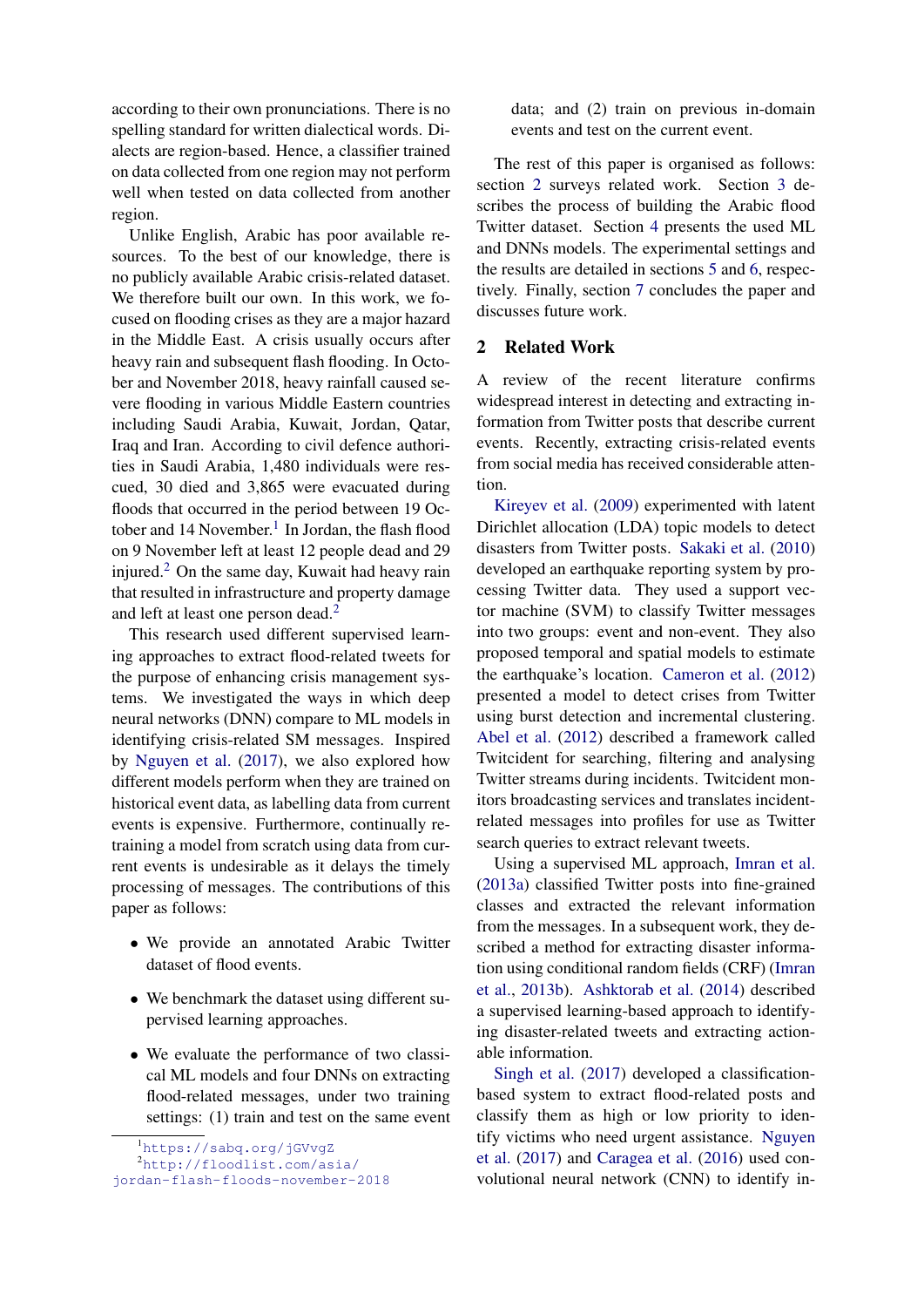according to their own pronunciations. There is no spelling standard for written dialectical words. Dialects are region-based. Hence, a classifier trained on data collected from one region may not perform well when tested on data collected from another region.

Unlike English, Arabic has poor available resources. To the best of our knowledge, there is no publicly available Arabic crisis-related dataset. We therefore built our own. In this work, we focused on flooding crises as they are a major hazard in the Middle East. A crisis usually occurs after heavy rain and subsequent flash flooding. In October and November 2018, heavy rainfall caused severe flooding in various Middle Eastern countries including Saudi Arabia, Kuwait, Jordan, Qatar, Iraq and Iran. According to civil defence authorities in Saudi Arabia, 1,480 individuals were rescued, 30 died and 3,865 were evacuated during floods that occurred in the period between 19 October and 14 November.[1] In Jordan, the flash flood on 9 November left at least 12 people dead and 29 injured.[2] On the same day, Kuwait had heavy rain that resulted in infrastructure and property damage and left at least one person dead.[2]

This research used different supervised learning approaches to extract flood-related tweets for the purpose of enhancing crisis management systems. We investigated the ways in which deep neural networks (DNN) compare to ML models in identifying crisis-related SM messages. Inspired by Nguyen et al. (2017), we also explored how different models perform when they are trained on historical event data, as labelling data from current events is expensive. Furthermore, continually retraining a model from scratch using data from current events is undesirable as it delays the timely processing of messages. The contributions of this paper as follows:

- We provide an annotated Arabic Twitter dataset of flood events.
- We benchmark the dataset using different supervised learning approaches.
- We evaluate the performance of two classical ML models and four DNNs on extracting flood-related messages, under two training settings: (1) train and test on the same event data; and (2) train on previous in-domain events and test on the current event.

The rest of this paper is organised as follows: section 2 surveys related work. Section 3 describes the process of building the Arabic flood Twitter dataset. Section 4 presents the used ML and DNNs models. The experimental settings and the results are detailed in sections 5 and 6, respectively. Finally, section 7 concludes the paper and discusses future work.

## 2 Related Work

A review of the recent literature confirms widespread interest in detecting and extracting information from Twitter posts that describe current events. Recently, extracting crisis-related events from social media has received considerable attention.

Kireyev et al. (2009) experimented with latent Dirichlet allocation (LDA) topic models to detect disasters from Twitter posts. Sakaki et al. (2010) developed an earthquake reporting system by processing Twitter data. They used a support vector machine (SVM) to classify Twitter messages into two groups: event and non-event. They also proposed temporal and spatial models to estimate the earthquake's location. Cameron et al. (2012) presented a model to detect crises from Twitter using burst detection and incremental clustering. Abel et al. (2012) described a framework called Twitcident for searching, filtering and analysing Twitter streams during incidents. Twitcident monitors broadcasting services and translates incident-related messages into profiles for use as Twitter search queries to extract relevant tweets.

Using a supervised ML approach, Imran et al. (2013a) classified Twitter posts into fine-grained classes and extracted the relevant information from the messages. In a subsequent work, they described a method for extracting disaster information using conditional random fields (CRF) (Imran et al., 2013b). Ashktorab et al. (2014) described a supervised learning-based approach to identifying disaster-related tweets and extracting actionable information.

Singh et al. (2017) developed a classification-based system to extract flood-related posts and classify them as high or low priority to identify victims who need urgent assistance. Nguyen et al. (2017) and Caragea et al. (2016) used convolutional neural network (CNN) to identify in-

[1] https://sabq.org/jGVvgZ

[2] http://floodlist.com/asia/jordan-flash-floods-november-2018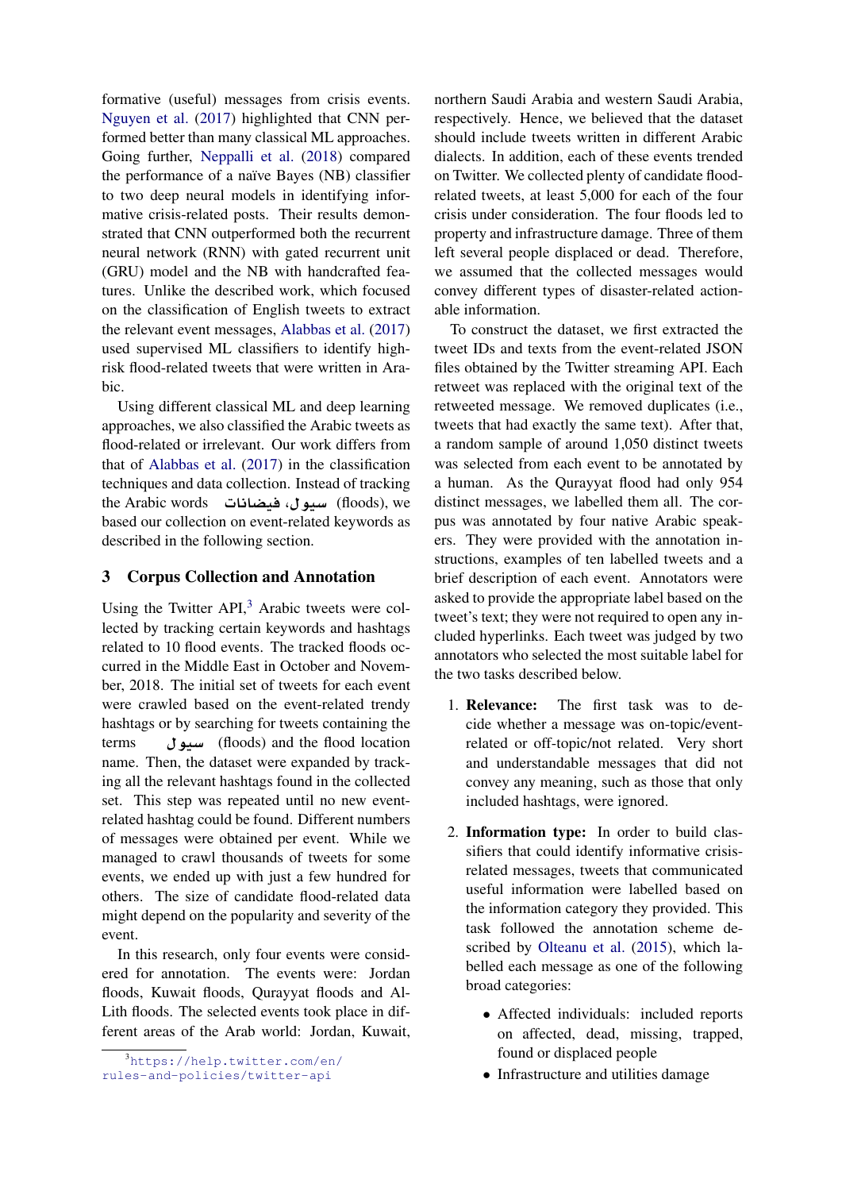formative (useful) messages from crisis events. Nguyen et al. (2017) highlighted that CNN performed better than many classical ML approaches. Going further, Neppalli et al. (2018) compared the performance of a naïve Bayes (NB) classifier to two deep neural models in identifying informative crisis-related posts. Their results demonstrated that CNN outperformed both the recurrent neural network (RNN) with gated recurrent unit (GRU) model and the NB with handcrafted features. Unlike the described work, which focused on the classification of English tweets to extract the relevant event messages, Alabbas et al. (2017) used supervised ML classifiers to identify high-risk flood-related tweets that were written in Arabic.

Using different classical ML and deep learning approaches, we also classified the Arabic tweets as flood-related or irrelevant. Our work differs from that of Alabbas et al. (2017) in the classification techniques and data collection. Instead of tracking the Arabic words سيول، فيضانات (floods), we based our collection on event-related keywords as described in the following section.

## 3 Corpus Collection and Annotation

Using the Twitter API,[3] Arabic tweets were collected by tracking certain keywords and hashtags related to 10 flood events. The tracked floods occurred in the Middle East in October and November, 2018. The initial set of tweets for each event were crawled based on the event-related trendy hashtags or by searching for tweets containing the terms سيول (floods) and the flood location name. Then, the dataset were expanded by tracking all the relevant hashtags found in the collected set. This step was repeated until no new event-related hashtag could be found. Different numbers of messages were obtained per event. While we managed to crawl thousands of tweets for some events, we ended up with just a few hundred for others. The size of candidate flood-related data might depend on the popularity and severity of the event.

In this research, only four events were considered for annotation. The events were: Jordan floods, Kuwait floods, Qurayyat floods and Al-Lith floods. The selected events took place in different areas of the Arab world: Jordan, Kuwait, northern Saudi Arabia and western Saudi Arabia, respectively. Hence, we believed that the dataset should include tweets written in different Arabic dialects. In addition, each of these events trended on Twitter. We collected plenty of candidate flood-related tweets, at least 5,000 for each of the four crisis under consideration. The four floods led to property and infrastructure damage. Three of them left several people displaced or dead. Therefore, we assumed that the collected messages would convey different types of disaster-related actionable information.

To construct the dataset, we first extracted the tweet IDs and texts from the event-related JSON files obtained by the Twitter streaming API. Each retweet was replaced with the original text of the retweeted message. We removed duplicates (i.e., tweets that had exactly the same text). After that, a random sample of around 1,050 distinct tweets was selected from each event to be annotated by a human. As the Qurayyat flood had only 954 distinct messages, we labelled them all. The corpus was annotated by four native Arabic speakers. They were provided with the annotation instructions, examples of ten labelled tweets and a brief description of each event. Annotators were asked to provide the appropriate label based on the tweet's text; they were not required to open any included hyperlinks. Each tweet was judged by two annotators who selected the most suitable label for the two tasks described below.

1. **Relevance:** The first task was to decide whether a message was on-topic/event-related or off-topic/not related. Very short and understandable messages that did not convey any meaning, such as those that only included hashtags, were ignored.

2. **Information type:** In order to build classifiers that could identify informative crisis-related messages, tweets that communicated useful information were labelled based on the information category they provided. This task followed the annotation scheme described by Olteanu et al. (2015), which labelled each message as one of the following broad categories:

   - Affected individuals: included reports on affected, dead, missing, trapped, found or displaced people
   - Infrastructure and utilities damage

[3] https://help.twitter.com/en/rules-and-policies/twitter-api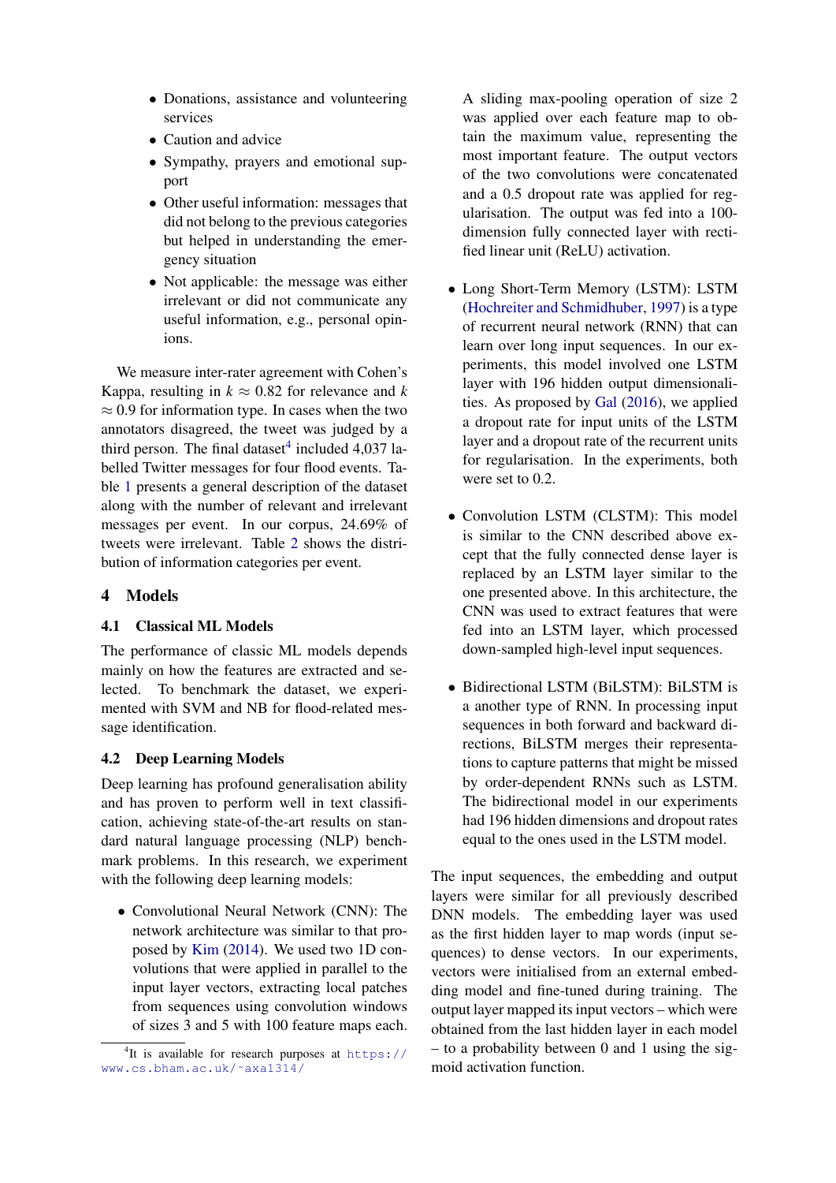- Donations, assistance and volunteering services
- Caution and advice
- Sympathy, prayers and emotional support
- Other useful information: messages that did not belong to the previous categories but helped in understanding the emergency situation
- Not applicable: the message was either irrelevant or did not communicate any useful information, e.g., personal opinions.

We measure inter-rater agreement with Cohen's Kappa, resulting in $k \approx 0.82$ for relevance and $k \approx 0.9$ for information type. In cases when the two annotators disagreed, the tweet was judged by a third person. The final dataset[4] included 4,037 labelled Twitter messages for four flood events. Table 1 presents a general description of the dataset along with the number of relevant and irrelevant messages per event. In our corpus, 24.69% of tweets were irrelevant. Table 2 shows the distribution of information categories per event.

## 4 Models

### 4.1 Classical ML Models

The performance of classic ML models depends mainly on how the features are extracted and selected. To benchmark the dataset, we experimented with SVM and NB for flood-related message identification.

### 4.2 Deep Learning Models

Deep learning has profound generalisation ability and has proven to perform well in text classification, achieving state-of-the-art results on standard natural language processing (NLP) benchmark problems. In this research, we experiment with the following deep learning models:

- Convolutional Neural Network (CNN): The network architecture was similar to that proposed by Kim (2014). We used two 1D convolutions that were applied in parallel to the input layer vectors, extracting local patches from sequences using convolution windows of sizes 3 and 5 with 100 feature maps each. A sliding max-pooling operation of size 2 was applied over each feature map to obtain the maximum value, representing the most important feature. The output vectors of the two convolutions were concatenated and a 0.5 dropout rate was applied for regularisation. The output was fed into a 100-dimension fully connected layer with rectified linear unit (ReLU) activation.

- Long Short-Term Memory (LSTM): LSTM (Hochreiter and Schmidhuber, 1997) is a type of recurrent neural network (RNN) that can learn over long input sequences. In our experiments, this model involved one LSTM layer with 196 hidden output dimensionalities. As proposed by Gal (2016), we applied a dropout rate for input units of the LSTM layer and a dropout rate of the recurrent units for regularisation. In the experiments, both were set to 0.2.

- Convolution LSTM (CLSTM): This model is similar to the CNN described above except that the fully connected dense layer is replaced by an LSTM layer similar to the one presented above. In this architecture, the CNN was used to extract features that were fed into an LSTM layer, which processed down-sampled high-level input sequences.

- Bidirectional LSTM (BiLSTM): BiLSTM is a another type of RNN. In processing input sequences in both forward and backward directions, BiLSTM merges their representations to capture patterns that might be missed by order-dependent RNNs such as LSTM. The bidirectional model in our experiments had 196 hidden dimensions and dropout rates equal to the ones used in the LSTM model.

The input sequences, the embedding and output layers were similar for all previously described DNN models. The embedding layer was used as the first hidden layer to map words (input sequences) to dense vectors. In our experiments, vectors were initialised from an external embedding model and fine-tuned during training. The output layer mapped its input vectors – which were obtained from the last hidden layer in each model – to a probability between 0 and 1 using the sigmoid activation function.

[4] It is available for research purposes at https://www.cs.bham.ac.uk/~axa1314/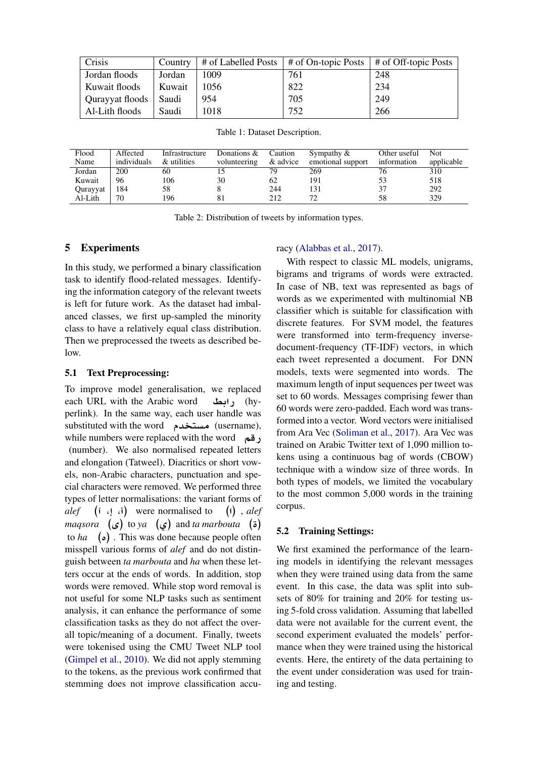| Crisis | Country | # of Labelled Posts | # of On-topic Posts | # of Off-topic Posts |
|---|---|---|---|---|
| Jordan floods | Jordan | 1009 | 761 | 248 |
| Kuwait floods | Kuwait | 1056 | 822 | 234 |
| Qurayyat floods | Saudi | 954 | 705 | 249 |
| Al-Lith floods | Saudi | 1018 | 752 | 266 |

Table 1: Dataset Description.

| Flood Name | Affected individuals | Infrastructure & utilities | Donations & volunteering | Caution & advice | Sympathy & emotional support | Other useful information | Not applicable |
|---|---|---|---|---|---|---|---|
| Jordan | 200 | 60 | 15 | 79 | 269 | 76 | 310 |
| Kuwait | 96 | 106 | 30 | 62 | 191 | 53 | 518 |
| Qurayyat | 184 | 58 | 8 | 244 | 131 | 37 | 292 |
| Al-Lith | 70 | 196 | 81 | 212 | 72 | 58 | 329 |

Table 2: Distribution of tweets by information types.

## 5 Experiments

In this study, we performed a binary classification task to identify flood-related messages. Identifying the information category of the relevant tweets is left for future work. As the dataset had imbalanced classes, we first up-sampled the minority class to have a relatively equal class distribution. Then we preprocessed the tweets as described below.

### 5.1 Text Preprocessing:

To improve model generalisation, we replaced each URL with the Arabic word رابط (hyperlink). In the same way, each user handle was substituted with the word مستخدم (username), while numbers were replaced with the word رقم (number). We also normalised repeated letters and elongation (Tatweel). Diacritics or short vowels, non-Arabic characters, punctuation and special characters were removed. We performed three types of letter normalisations: the variant forms of *alef* (أ، إ، آ) were normalised to (ا), *alef maqsora* (ى) to *ya* (ي) and *ta marbouta* (ة) to *ha* (ه). This was done because people often misspell various forms of *alef* and do not distinguish between *ta marbouta* and *ha* when these letters occur at the ends of words. In addition, stop words were removed. While stop word removal is not useful for some NLP tasks such as sentiment analysis, it can enhance the performance of some classification tasks as they do not affect the overall topic/meaning of a document. Finally, tweets were tokenised using the CMU Tweet NLP tool (Gimpel et al., 2010). We did not apply stemming to the tokens, as the previous work confirmed that stemming does not improve classification accuracy (Alabbas et al., 2017).

With respect to classic ML models, unigrams, bigrams and trigrams of words were extracted. In case of NB, text was represented as bags of words as we experimented with multinomial NB classifier which is suitable for classification with discrete features. For SVM model, the features were transformed into term-frequency inverse-document-frequency (TF-IDF) vectors, in which each tweet represented a document. For DNN models, texts were segmented into words. The maximum length of input sequences per tweet was set to 60 words. Messages comprising fewer than 60 words were zero-padded. Each word was transformed into a vector. Word vectors were initialised from Ara Vec (Soliman et al., 2017). Ara Vec was trained on Arabic Twitter text of 1,090 million tokens using a continuous bag of words (CBOW) technique with a window size of three words. In both types of models, we limited the vocabulary to the most common 5,000 words in the training corpus.

### 5.2 Training Settings:

We first examined the performance of the learning models in identifying the relevant messages when they were trained using data from the same event. In this case, the data was split into subsets of 80% for training and 20% for testing using 5-fold cross validation. Assuming that labelled data were not available for the current event, the second experiment evaluated the models' performance when they were trained using the historical events. Here, the entirety of the data pertaining to the event under consideration was used for training and testing.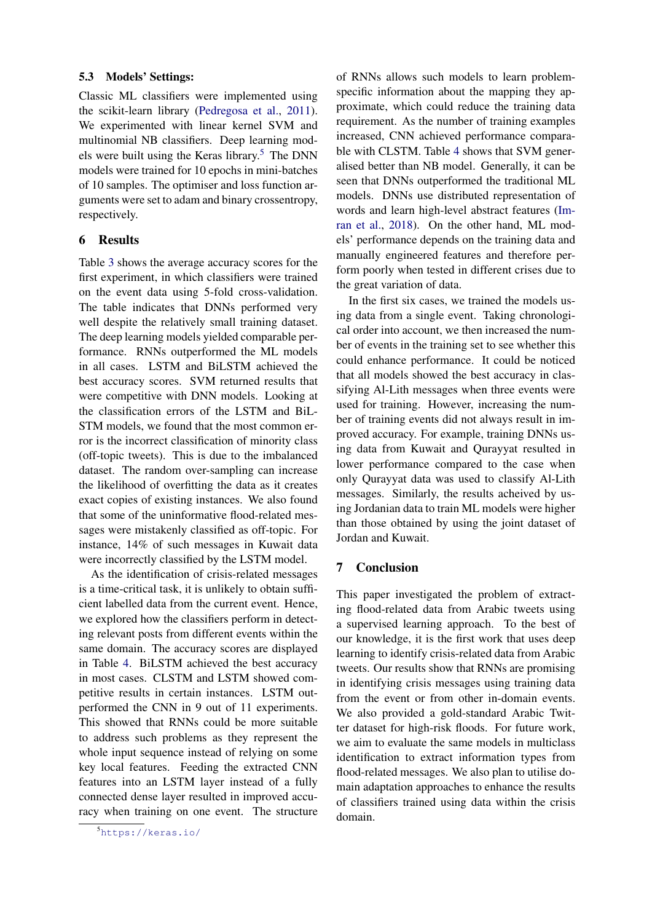### 5.3 Models' Settings:

Classic ML classifiers were implemented using the scikit-learn library (Pedregosa et al., 2011). We experimented with linear kernel SVM and multinomial NB classifiers. Deep learning models were built using the Keras library.[5] The DNN models were trained for 10 epochs in mini-batches of 10 samples. The optimiser and loss function arguments were set to adam and binary crossentropy, respectively.

## 6 Results

Table 3 shows the average accuracy scores for the first experiment, in which classifiers were trained on the event data using 5-fold cross-validation. The table indicates that DNNs performed very well despite the relatively small training dataset. The deep learning models yielded comparable performance. RNNs outperformed the ML models in all cases. LSTM and BiLSTM achieved the best accuracy scores. SVM returned results that were competitive with DNN models. Looking at the classification errors of the LSTM and BiLSTM models, we found that the most common error is the incorrect classification of minority class (off-topic tweets). This is due to the imbalanced dataset. The random over-sampling can increase the likelihood of overfitting the data as it creates exact copies of existing instances. We also found that some of the uninformative flood-related messages were mistakenly classified as off-topic. For instance, 14% of such messages in Kuwait data were incorrectly classified by the LSTM model.

As the identification of crisis-related messages is a time-critical task, it is unlikely to obtain sufficient labelled data from the current event. Hence, we explored how the classifiers perform in detecting relevant posts from different events within the same domain. The accuracy scores are displayed in Table 4. BiLSTM achieved the best accuracy in most cases. CLSTM and LSTM showed competitive results in certain instances. LSTM outperformed the CNN in 9 out of 11 experiments. This showed that RNNs could be more suitable to address such problems as they represent the whole input sequence instead of relying on some key local features. Feeding the extracted CNN features into an LSTM layer instead of a fully connected dense layer resulted in improved accuracy when training on one event. The structure of RNNs allows such models to learn problem-specific information about the mapping they approximate, which could reduce the training data requirement. As the number of training examples increased, CNN achieved performance comparable with CLSTM. Table 4 shows that SVM generalised better than NB model. Generally, it can be seen that DNNs outperformed the traditional ML models. DNNs use distributed representation of words and learn high-level abstract features (Imran et al., 2018). On the other hand, ML models' performance depends on the training data and manually engineered features and therefore perform poorly when tested in different crises due to the great variation of data.

In the first six cases, we trained the models using data from a single event. Taking chronological order into account, we then increased the number of events in the training set to see whether this could enhance performance. It could be noticed that all models showed the best accuracy in classifying Al-Lith messages when three events were used for training. However, increasing the number of training events did not always result in improved accuracy. For example, training DNNs using data from Kuwait and Qurayyat resulted in lower performance compared to the case when only Qurayyat data was used to classify Al-Lith messages. Similarly, the results acheived by using Jordanian data to train ML models were higher than those obtained by using the joint dataset of Jordan and Kuwait.

## 7 Conclusion

This paper investigated the problem of extracting flood-related data from Arabic tweets using a supervised learning approach. To the best of our knowledge, it is the first work that uses deep learning to identify crisis-related data from Arabic tweets. Our results show that RNNs are promising in identifying crisis messages using training data from the event or from other in-domain events. We also provided a gold-standard Arabic Twitter dataset for high-risk floods. For future work, we aim to evaluate the same models in multiclass identification to extract information types from flood-related messages. We also plan to utilise domain adaptation approaches to enhance the results of classifiers trained using data within the crisis domain.

[5] https://keras.io/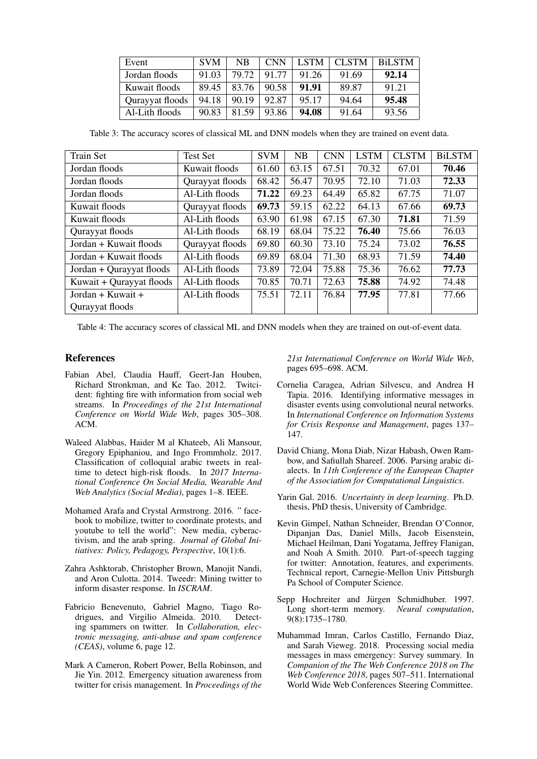| Event | SVM | NB | CNN | LSTM | CLSTM | BiLSTM |
|---|---|---|---|---|---|---|
| Jordan floods | 91.03 | 79.72 | 91.77 | 91.26 | 91.69 | **92.14** |
| Kuwait floods | 89.45 | 83.76 | 90.58 | **91.91** | 89.87 | 91.21 |
| Qurayyat floods | 94.18 | 90.19 | 92.87 | 95.17 | 94.64 | **95.48** |
| Al-Lith floods | 90.83 | 81.59 | 93.86 | **94.08** | 91.64 | 93.56 |

Table 3: The accuracy scores of classical ML and DNN models when they are trained on event data.

| Train Set | Test Set | SVM | NB | CNN | LSTM | CLSTM | BiLSTM |
|---|---|---|---|---|---|---|---|
| Jordan floods | Kuwait floods | 61.60 | 63.15 | 67.51 | 70.32 | 67.01 | **70.46** |
| Jordan floods | Qurayyat floods | 68.42 | 56.47 | 70.95 | 72.10 | 71.03 | **72.33** |
| Jordan floods | Al-Lith floods | **71.22** | 69.23 | 64.49 | 65.82 | 67.75 | 71.07 |
| Kuwait floods | Qurayyat floods | **69.73** | 59.15 | 62.22 | 64.13 | 67.66 | **69.73** |
| Kuwait floods | Al-Lith floods | 63.90 | 61.98 | 67.15 | 67.30 | **71.81** | 71.59 |
| Qurayyat floods | Al-Lith floods | 68.19 | 68.04 | 75.22 | **76.40** | 75.66 | 76.03 |
| Jordan + Kuwait floods | Qurayyat floods | 69.80 | 60.30 | 73.10 | 75.24 | 73.02 | **76.55** |
| Jordan + Kuwait floods | Al-Lith floods | 69.89 | 68.04 | 71.30 | 68.93 | 71.59 | **74.40** |
| Jordan + Qurayyat floods | Al-Lith floods | 73.89 | 72.04 | 75.88 | 75.36 | 76.62 | **77.73** |
| Kuwait + Qurayyat floods | Al-Lith floods | 70.85 | 70.71 | 72.63 | **75.88** | 74.92 | 74.48 |
| Jordan + Kuwait + Qurayyat floods | Al-Lith floods | 75.51 | 72.11 | 76.84 | **77.95** | 77.81 | 77.66 |

Table 4: The accuracy scores of classical ML and DNN models when they are trained on out-of-event data.

## References

Fabian Abel, Claudia Hauff, Geert-Jan Houben, Richard Stronkman, and Ke Tao. 2012. Twitcident: fighting fire with information from social web streams. In *Proceedings of the 21st International Conference on World Wide Web*, pages 305–308. ACM.

Waleed Alabbas, Haider M al Khateeb, Ali Mansour, Gregory Epiphaniou, and Ingo Frommholz. 2017. Classification of colloquial arabic tweets in real-time to detect high-risk floods. In *2017 International Conference On Social Media, Wearable And Web Analytics (Social Media)*, pages 1–8. IEEE.

Mohamed Arafa and Crystal Armstrong. 2016. " facebook to mobilize, twitter to coordinate protests, and youtube to tell the world": New media, cyberactivism, and the arab spring. *Journal of Global Initiatives: Policy, Pedagogy, Perspective*, 10(1):6.

Zahra Ashktorab, Christopher Brown, Manojit Nandi, and Aron Culotta. 2014. Tweedr: Mining twitter to inform disaster response. In *ISCRAM*.

Fabricio Benevenuto, Gabriel Magno, Tiago Rodrigues, and Virgilio Almeida. 2010. Detecting spammers on twitter. In *Collaboration, electronic messaging, anti-abuse and spam conference (CEAS)*, volume 6, page 12.

Mark A Cameron, Robert Power, Bella Robinson, and Jie Yin. 2012. Emergency situation awareness from twitter for crisis management. In *Proceedings of the 21st International Conference on World Wide Web*, pages 695–698. ACM.

Cornelia Caragea, Adrian Silvescu, and Andrea H Tapia. 2016. Identifying informative messages in disaster events using convolutional neural networks. In *International Conference on Information Systems for Crisis Response and Management*, pages 137–147.

David Chiang, Mona Diab, Nizar Habash, Owen Rambow, and Safiullah Shareef. 2006. Parsing arabic dialects. In *11th Conference of the European Chapter of the Association for Computational Linguistics*.

Yarin Gal. 2016. *Uncertainty in deep learning*. Ph.D. thesis, PhD thesis, University of Cambridge.

Kevin Gimpel, Nathan Schneider, Brendan O'Connor, Dipanjan Das, Daniel Mills, Jacob Eisenstein, Michael Heilman, Dani Yogatama, Jeffrey Flanigan, and Noah A Smith. 2010. Part-of-speech tagging for twitter: Annotation, features, and experiments. Technical report, Carnegie-Mellon Univ Pittsburgh Pa School of Computer Science.

Sepp Hochreiter and Jürgen Schmidhuber. 1997. Long short-term memory. *Neural computation*, 9(8):1735–1780.

Muhammad Imran, Carlos Castillo, Fernando Diaz, and Sarah Vieweg. 2018. Processing social media messages in mass emergency: Survey summary. In *Companion of the The Web Conference 2018 on The Web Conference 2018*, pages 507–511. International World Wide Web Conferences Steering Committee.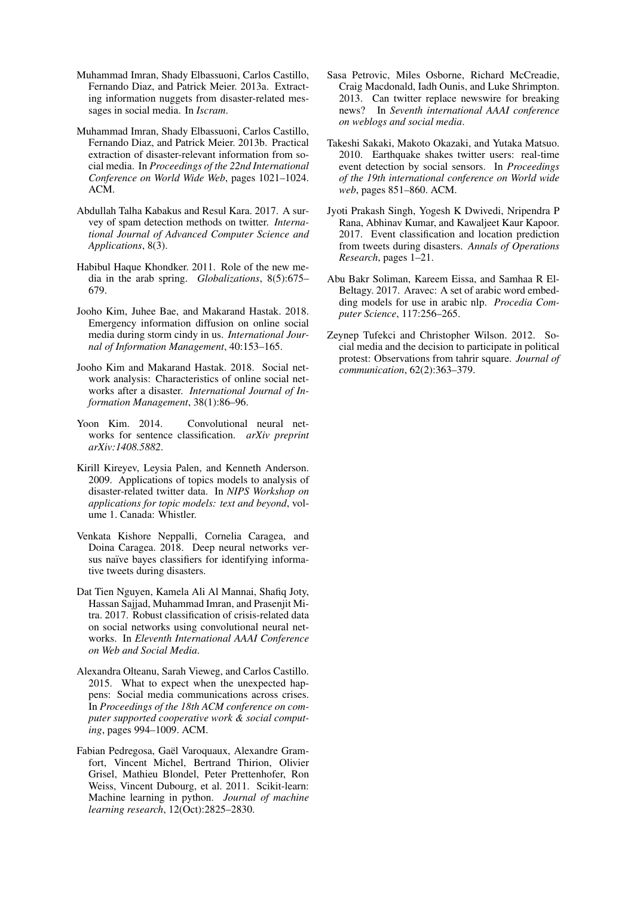Muhammad Imran, Shady Elbassuoni, Carlos Castillo, Fernando Diaz, and Patrick Meier. 2013a. Extracting information nuggets from disaster-related messages in social media. In *Iscram*.

Muhammad Imran, Shady Elbassuoni, Carlos Castillo, Fernando Diaz, and Patrick Meier. 2013b. Practical extraction of disaster-relevant information from social media. In *Proceedings of the 22nd International Conference on World Wide Web*, pages 1021–1024. ACM.

Abdullah Talha Kabakus and Resul Kara. 2017. A survey of spam detection methods on twitter. *International Journal of Advanced Computer Science and Applications*, 8(3).

Habibul Haque Khondker. 2011. Role of the new media in the arab spring. *Globalizations*, 8(5):675–679.

Jooho Kim, Juhee Bae, and Makarand Hastak. 2018. Emergency information diffusion on online social media during storm cindy in us. *International Journal of Information Management*, 40:153–165.

Jooho Kim and Makarand Hastak. 2018. Social network analysis: Characteristics of online social networks after a disaster. *International Journal of Information Management*, 38(1):86–96.

Yoon Kim. 2014. Convolutional neural networks for sentence classification. *arXiv preprint arXiv:1408.5882*.

Kirill Kireyev, Leysia Palen, and Kenneth Anderson. 2009. Applications of topics models to analysis of disaster-related twitter data. In *NIPS Workshop on applications for topic models: text and beyond*, volume 1. Canada: Whistler.

Venkata Kishore Neppalli, Cornelia Caragea, and Doina Caragea. 2018. Deep neural networks versus naïve bayes classifiers for identifying informative tweets during disasters.

Dat Tien Nguyen, Kamela Ali Al Mannai, Shafiq Joty, Hassan Sajjad, Muhammad Imran, and Prasenjit Mitra. 2017. Robust classification of crisis-related data on social networks using convolutional neural networks. In *Eleventh International AAAI Conference on Web and Social Media*.

Alexandra Olteanu, Sarah Vieweg, and Carlos Castillo. 2015. What to expect when the unexpected happens: Social media communications across crises. In *Proceedings of the 18th ACM conference on computer supported cooperative work & social computing*, pages 994–1009. ACM.

Fabian Pedregosa, Gaël Varoquaux, Alexandre Gramfort, Vincent Michel, Bertrand Thirion, Olivier Grisel, Mathieu Blondel, Peter Prettenhofer, Ron Weiss, Vincent Dubourg, et al. 2011. Scikit-learn: Machine learning in python. *Journal of machine learning research*, 12(Oct):2825–2830.

Sasa Petrovic, Miles Osborne, Richard McCreadie, Craig Macdonald, Iadh Ounis, and Luke Shrimpton. 2013. Can twitter replace newswire for breaking news? In *Seventh international AAAI conference on weblogs and social media*.

Takeshi Sakaki, Makoto Okazaki, and Yutaka Matsuo. 2010. Earthquake shakes twitter users: real-time event detection by social sensors. In *Proceedings of the 19th international conference on World wide web*, pages 851–860. ACM.

Jyoti Prakash Singh, Yogesh K Dwivedi, Nripendra P Rana, Abhinav Kumar, and Kawaljeet Kaur Kapoor. 2017. Event classification and location prediction from tweets during disasters. *Annals of Operations Research*, pages 1–21.

Abu Bakr Soliman, Kareem Eissa, and Samhaa R El-Beltagy. 2017. Aravec: A set of arabic word embedding models for use in arabic nlp. *Procedia Computer Science*, 117:256–265.

Zeynep Tufekci and Christopher Wilson. 2012. Social media and the decision to participate in political protest: Observations from tahrir square. *Journal of communication*, 62(2):363–379.